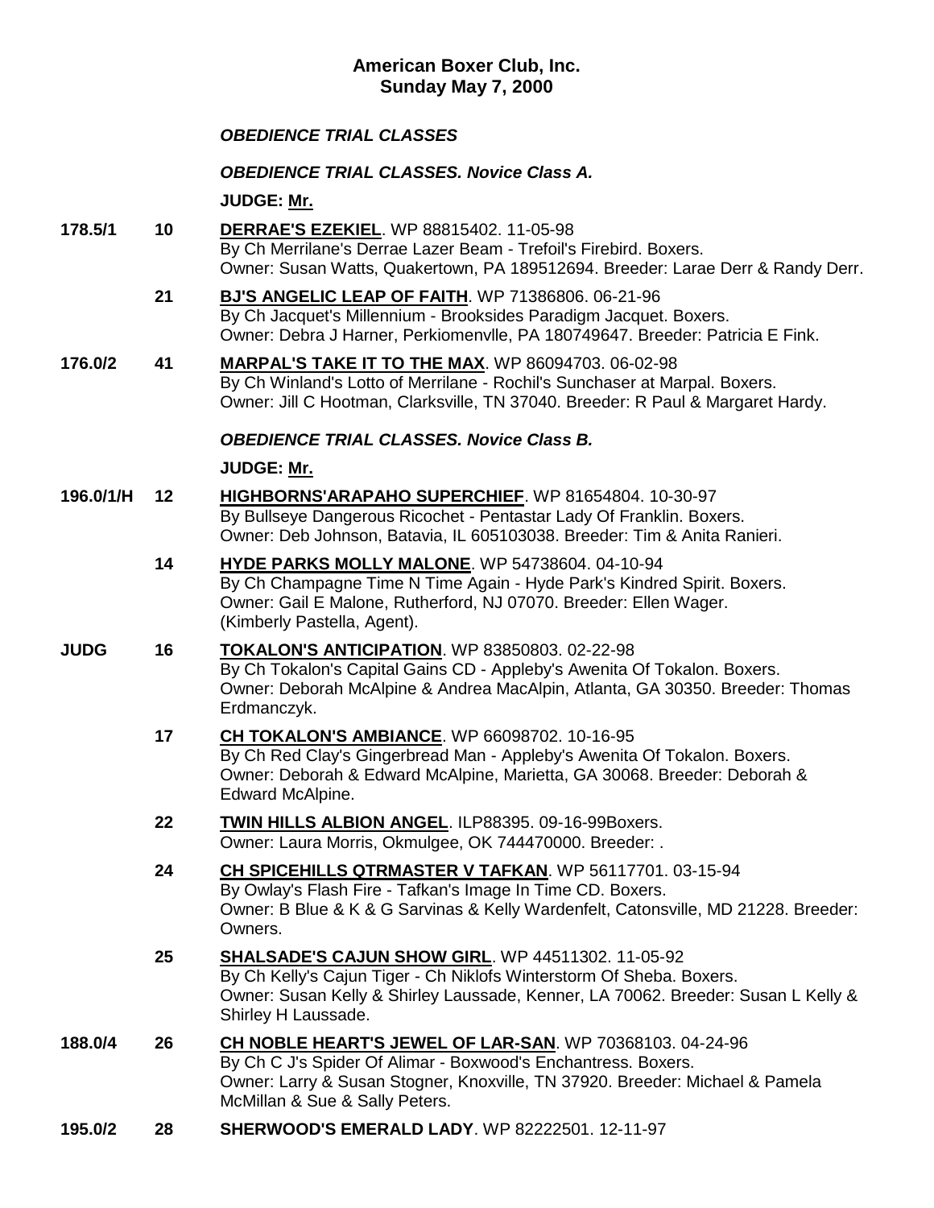**American Boxer Club, Inc.**
**Sunday May 7, 2000**

***OBEDIENCE TRIAL CLASSES***

***OBEDIENCE TRIAL CLASSES. Novice Class A.***

**JUDGE: Mr.**

**178.5/1** **10** **DERRAE'S EZEKIEL**. WP 88815402. 11-05-98
By Ch Merrilane's Derrae Lazer Beam - Trefoil's Firebird. Boxers.
Owner: Susan Watts, Quakertown, PA 189512694. Breeder: Larae Derr & Randy Derr.

**21** **BJ'S ANGELIC LEAP OF FAITH**. WP 71386806. 06-21-96
By Ch Jacquet's Millennium - Brooksides Paradigm Jacquet. Boxers.
Owner: Debra J Harner, Perkiomenvlle, PA 180749647. Breeder: Patricia E Fink.

**176.0/2** **41** **MARPAL'S TAKE IT TO THE MAX**. WP 86094703. 06-02-98
By Ch Winland's Lotto of Merrilane - Rochil's Sunchaser at Marpal. Boxers.
Owner: Jill C Hootman, Clarksville, TN 37040. Breeder: R Paul & Margaret Hardy.

***OBEDIENCE TRIAL CLASSES. Novice Class B.***

**JUDGE: Mr.**

**196.0/1/H** **12** **HIGHBORNS'ARAPAHO SUPERCHIEF**. WP 81654804. 10-30-97
By Bullseye Dangerous Ricochet - Pentastar Lady Of Franklin. Boxers.
Owner: Deb Johnson, Batavia, IL 605103038. Breeder: Tim & Anita Ranieri.

**14** **HYDE PARKS MOLLY MALONE**. WP 54738604. 04-10-94
By Ch Champagne Time N Time Again - Hyde Park's Kindred Spirit. Boxers.
Owner: Gail E Malone, Rutherford, NJ 07070. Breeder: Ellen Wager.
(Kimberly Pastella, Agent).

**JUDG** **16** **TOKALON'S ANTICIPATION**. WP 83850803. 02-22-98
By Ch Tokalon's Capital Gains CD - Appleby's Awenita Of Tokalon. Boxers.
Owner: Deborah McAlpine & Andrea MacAlpin, Atlanta, GA 30350. Breeder: Thomas Erdmanczyk.

**17** **CH TOKALON'S AMBIANCE**. WP 66098702. 10-16-95
By Ch Red Clay's Gingerbread Man - Appleby's Awenita Of Tokalon. Boxers.
Owner: Deborah & Edward McAlpine, Marietta, GA 30068. Breeder: Deborah & Edward McAlpine.

**22** **TWIN HILLS ALBION ANGEL**. ILP88395. 09-16-99Boxers.
Owner: Laura Morris, Okmulgee, OK 744470000. Breeder: .

**24** **CH SPICEHILLS QTRMASTER V TAFKAN**. WP 56117701. 03-15-94
By Owlay's Flash Fire - Tafkan's Image In Time CD. Boxers.
Owner: B Blue & K & G Sarvinas & Kelly Wardenfelt, Catonsville, MD 21228. Breeder: Owners.

**25** **SHALSADE'S CAJUN SHOW GIRL**. WP 44511302. 11-05-92
By Ch Kelly's Cajun Tiger - Ch Niklofs Winterstorm Of Sheba. Boxers.
Owner: Susan Kelly & Shirley Laussade, Kenner, LA 70062. Breeder: Susan L Kelly & Shirley H Laussade.

**188.0/4** **26** **CH NOBLE HEART'S JEWEL OF LAR-SAN**. WP 70368103. 04-24-96
By Ch C J's Spider Of Alimar - Boxwood's Enchantress. Boxers.
Owner: Larry & Susan Stogner, Knoxville, TN 37920. Breeder: Michael & Pamela McMillan & Sue & Sally Peters.

**195.0/2** **28** **SHERWOOD'S EMERALD LADY**. WP 82222501. 12-11-97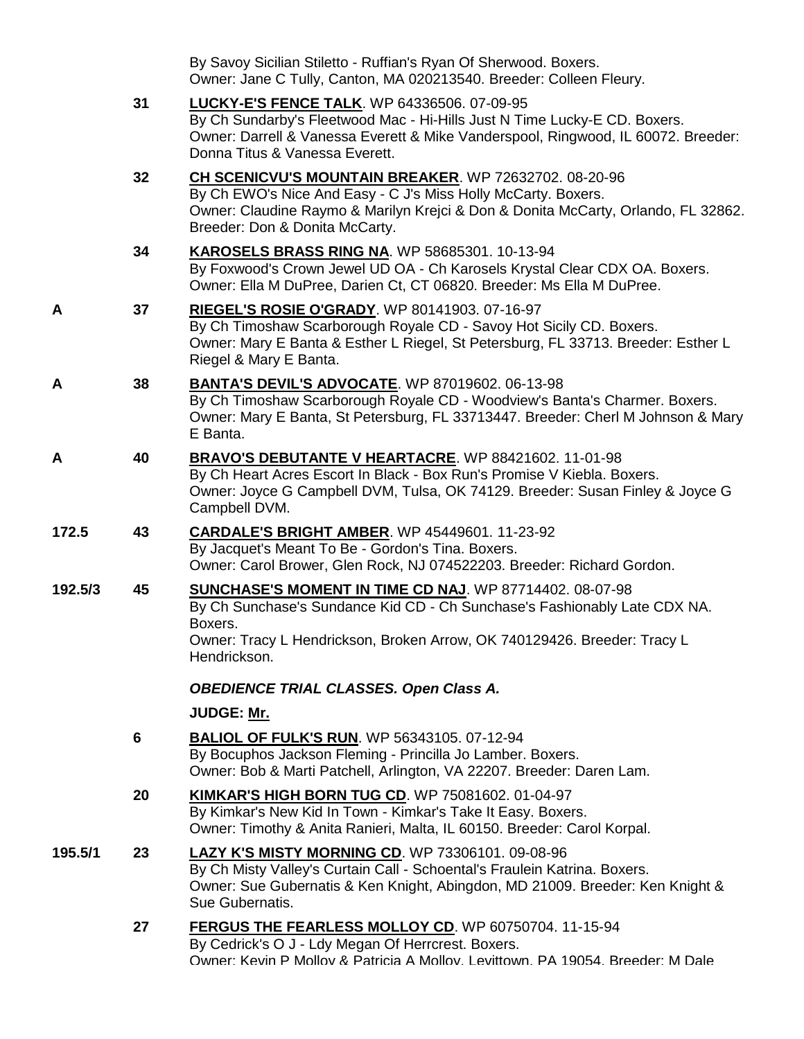By Savoy Sicilian Stiletto - Ruffian's Ryan Of Sherwood. Boxers.
Owner: Jane C Tully, Canton, MA 020213540. Breeder: Colleen Fleury.

31 **LUCKY-E'S FENCE TALK**. WP 64336506. 07-09-95
By Ch Sundarby's Fleetwood Mac - Hi-Hills Just N Time Lucky-E CD. Boxers.
Owner: Darrell & Vanessa Everett & Mike Vanderspool, Ringwood, IL 60072. Breeder: Donna Titus & Vanessa Everett.

32 **CH SCENICVU'S MOUNTAIN BREAKER**. WP 72632702. 08-20-96
By Ch EWO's Nice And Easy - C J's Miss Holly McCarty. Boxers.
Owner: Claudine Raymo & Marilyn Krejci & Don & Donita McCarty, Orlando, FL 32862. Breeder: Don & Donita McCarty.

34 **KAROSELS BRASS RING NA**. WP 58685301. 10-13-94
By Foxwood's Crown Jewel UD OA - Ch Karosels Krystal Clear CDX OA. Boxers.
Owner: Ella M DuPree, Darien Ct, CT 06820. Breeder: Ms Ella M DuPree.

A 37 **RIEGEL'S ROSIE O'GRADY**. WP 80141903. 07-16-97
By Ch Timoshaw Scarborough Royale CD - Savoy Hot Sicily CD. Boxers.
Owner: Mary E Banta & Esther L Riegel, St Petersburg, FL 33713. Breeder: Esther L Riegel & Mary E Banta.

A 38 **BANTA'S DEVIL'S ADVOCATE**. WP 87019602. 06-13-98
By Ch Timoshaw Scarborough Royale CD - Woodview's Banta's Charmer. Boxers.
Owner: Mary E Banta, St Petersburg, FL 33713447. Breeder: Cherl M Johnson & Mary E Banta.

A 40 **BRAVO'S DEBUTANTE V HEARTACRE**. WP 88421602. 11-01-98
By Ch Heart Acres Escort In Black - Box Run's Promise V Kiebla. Boxers.
Owner: Joyce G Campbell DVM, Tulsa, OK 74129. Breeder: Susan Finley & Joyce G Campbell DVM.

172.5 43 **CARDALE'S BRIGHT AMBER**. WP 45449601. 11-23-92
By Jacquet's Meant To Be - Gordon's Tina. Boxers.
Owner: Carol Brower, Glen Rock, NJ 074522203. Breeder: Richard Gordon.

192.5/3 45 **SUNCHASE'S MOMENT IN TIME CD NAJ**. WP 87714402. 08-07-98
By Ch Sunchase's Sundance Kid CD - Ch Sunchase's Fashionably Late CDX NA. Boxers.
Owner: Tracy L Hendrickson, Broken Arrow, OK 740129426. Breeder: Tracy L Hendrickson.

***OBEDIENCE TRIAL CLASSES. Open Class A.***

**JUDGE: Mr.**

6 **BALIOL OF FULK'S RUN**. WP 56343105. 07-12-94
By Bocuphos Jackson Fleming - Princilla Jo Lamber. Boxers.
Owner: Bob & Marti Patchell, Arlington, VA 22207. Breeder: Daren Lam.

20 **KIMKAR'S HIGH BORN TUG CD**. WP 75081602. 01-04-97
By Kimkar's New Kid In Town - Kimkar's Take It Easy. Boxers.
Owner: Timothy & Anita Ranieri, Malta, IL 60150. Breeder: Carol Korpal.

195.5/1 23 **LAZY K'S MISTY MORNING CD**. WP 73306101. 09-08-96
By Ch Misty Valley's Curtain Call - Schoental's Fraulein Katrina. Boxers.
Owner: Sue Gubernatis & Ken Knight, Abingdon, MD 21009. Breeder: Ken Knight & Sue Gubernatis.

27 **FERGUS THE FEARLESS MOLLOY CD**. WP 60750704. 11-15-94
By Cedrick's O J - Ldy Megan Of Herrcrest. Boxers.
Owner: Kevin P Molloy & Patricia A Molloy, Levittown, PA 19054. Breeder: M Dale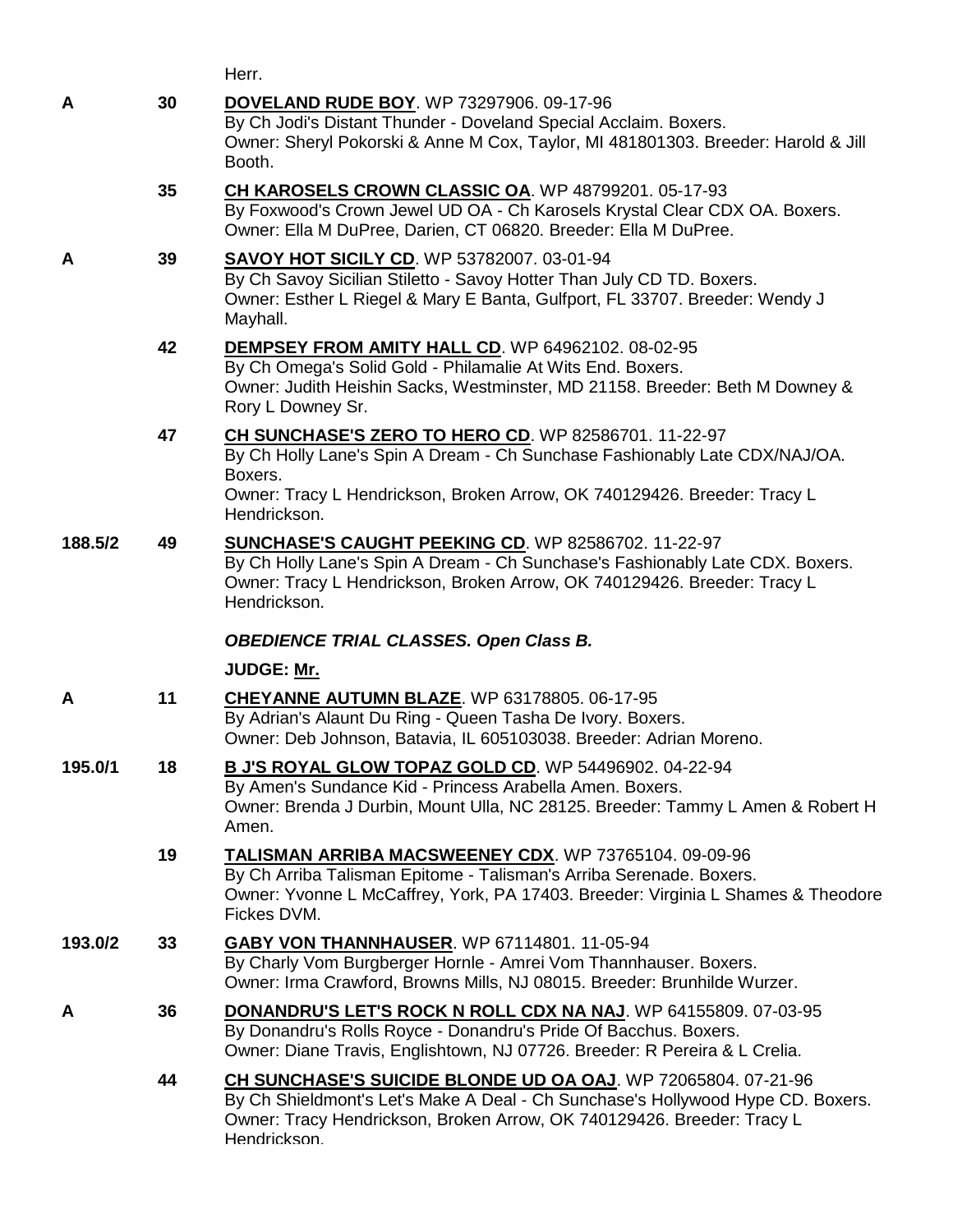Herr.

| | | |
|---|---|---|
| A | 30 | **DOVELAND RUDE BOY**. WP 73297906. 09-17-96<br>By Ch Jodi's Distant Thunder - Doveland Special Acclaim. Boxers.<br>Owner: Sheryl Pokorski & Anne M Cox, Taylor, MI 481801303. Breeder: Harold & Jill Booth. |
| | 35 | **CH KAROSELS CROWN CLASSIC OA**. WP 48799201. 05-17-93<br>By Foxwood's Crown Jewel UD OA - Ch Karosels Krystal Clear CDX OA. Boxers.<br>Owner: Ella M DuPree, Darien, CT 06820. Breeder: Ella M DuPree. |
| A | 39 | **SAVOY HOT SICILY CD**. WP 53782007. 03-01-94<br>By Ch Savoy Sicilian Stiletto - Savoy Hotter Than July CD TD. Boxers.<br>Owner: Esther L Riegel & Mary E Banta, Gulfport, FL 33707. Breeder: Wendy J Mayhall. |
| | 42 | **DEMPSEY FROM AMITY HALL CD**. WP 64962102. 08-02-95<br>By Ch Omega's Solid Gold - Philamalie At Wits End. Boxers.<br>Owner: Judith Heishin Sacks, Westminster, MD 21158. Breeder: Beth M Downey & Rory L Downey Sr. |
| | 47 | **CH SUNCHASE'S ZERO TO HERO CD**. WP 82586701. 11-22-97<br>By Ch Holly Lane's Spin A Dream - Ch Sunchase Fashionably Late CDX/NAJ/OA. Boxers.<br>Owner: Tracy L Hendrickson, Broken Arrow, OK 740129426. Breeder: Tracy L Hendrickson. |
| 188.5/2 | 49 | **SUNCHASE'S CAUGHT PEEKING CD**. WP 82586702. 11-22-97<br>By Ch Holly Lane's Spin A Dream - Ch Sunchase's Fashionably Late CDX. Boxers.<br>Owner: Tracy L Hendrickson, Broken Arrow, OK 740129426. Breeder: Tracy L Hendrickson. |

***OBEDIENCE TRIAL CLASSES. Open Class B.***

**JUDGE: Mr.**

| | | |
|---|---|---|
| A | 11 | **CHEYANNE AUTUMN BLAZE**. WP 63178805. 06-17-95<br>By Adrian's Alaunt Du Ring - Queen Tasha De Ivory. Boxers.<br>Owner: Deb Johnson, Batavia, IL 605103038. Breeder: Adrian Moreno. |
| 195.0/1 | 18 | **B J'S ROYAL GLOW TOPAZ GOLD CD**. WP 54496902. 04-22-94<br>By Amen's Sundance Kid - Princess Arabella Amen. Boxers.<br>Owner: Brenda J Durbin, Mount Ulla, NC 28125. Breeder: Tammy L Amen & Robert H Amen. |
| | 19 | **TALISMAN ARRIBA MACSWEENEY CDX**. WP 73765104. 09-09-96<br>By Ch Arriba Talisman Epitome - Talisman's Arriba Serenade. Boxers.<br>Owner: Yvonne L McCaffrey, York, PA 17403. Breeder: Virginia L Shames & Theodore Fickes DVM. |
| 193.0/2 | 33 | **GABY VON THANNHAUSER**. WP 67114801. 11-05-94<br>By Charly Vom Burgberger Hornle - Amrei Vom Thannhauser. Boxers.<br>Owner: Irma Crawford, Browns Mills, NJ 08015. Breeder: Brunhilde Wurzer. |
| A | 36 | **DONANDRU'S LET'S ROCK N ROLL CDX NA NAJ**. WP 64155809. 07-03-95<br>By Donandru's Rolls Royce - Donandru's Pride Of Bacchus. Boxers.<br>Owner: Diane Travis, Englishtown, NJ 07726. Breeder: R Pereira & L Crelia. |
| | 44 | **CH SUNCHASE'S SUICIDE BLONDE UD OA OAJ**. WP 72065804. 07-21-96<br>By Ch Shieldmont's Let's Make A Deal - Ch Sunchase's Hollywood Hype CD. Boxers.<br>Owner: Tracy Hendrickson, Broken Arrow, OK 740129426. Breeder: Tracy L Hendrickson. |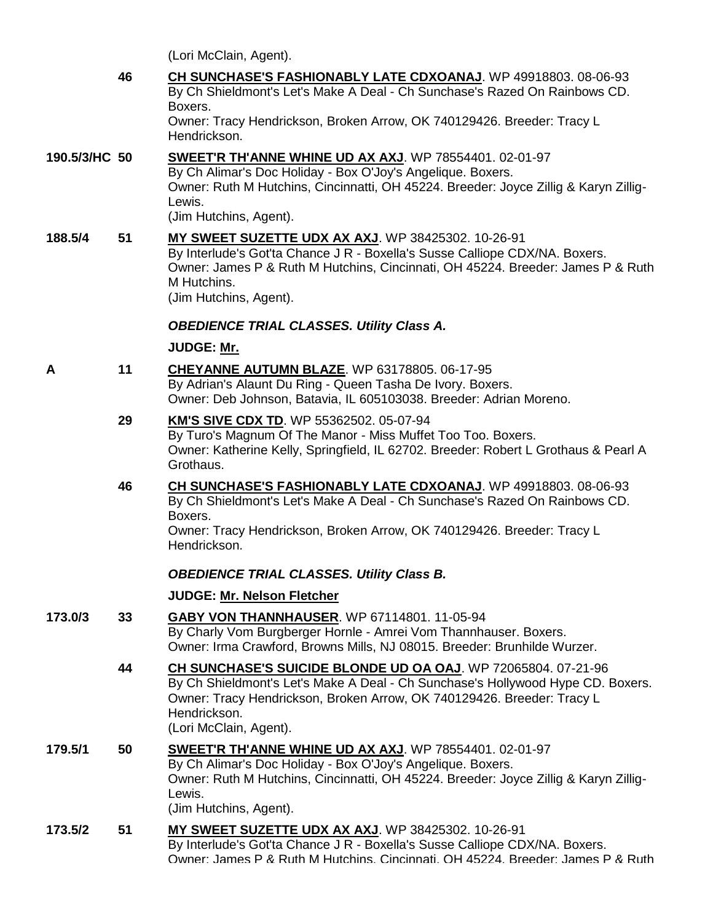(Lori McClain, Agent).

46 **CH SUNCHASE'S FASHIONABLY LATE CDXOANAJ**. WP 49918803. 08-06-93
By Ch Shieldmont's Let's Make A Deal - Ch Sunchase's Razed On Rainbows CD. Boxers.
Owner: Tracy Hendrickson, Broken Arrow, OK 740129426. Breeder: Tracy L Hendrickson.

190.5/3/HC 50 **SWEET'R TH'ANNE WHINE UD AX AXJ**. WP 78554401. 02-01-97
By Ch Alimar's Doc Holiday - Box O'Joy's Angelique. Boxers.
Owner: Ruth M Hutchins, Cincinnatti, OH 45224. Breeder: Joyce Zillig & Karyn Zillig-Lewis.
(Jim Hutchins, Agent).

188.5/4 51 **MY SWEET SUZETTE UDX AX AXJ**. WP 38425302. 10-26-91
By Interlude's Got'ta Chance J R - Boxella's Susse Calliope CDX/NA. Boxers.
Owner: James P & Ruth M Hutchins, Cincinnati, OH 45224. Breeder: James P & Ruth M Hutchins.
(Jim Hutchins, Agent).

### *OBEDIENCE TRIAL CLASSES. Utility Class A.*

**JUDGE: Mr.**

A 11 **CHEYANNE AUTUMN BLAZE**. WP 63178805. 06-17-95
By Adrian's Alaunt Du Ring - Queen Tasha De Ivory. Boxers.
Owner: Deb Johnson, Batavia, IL 605103038. Breeder: Adrian Moreno.

29 **KM'S SIVE CDX TD**. WP 55362502. 05-07-94
By Turo's Magnum Of The Manor - Miss Muffet Too Too. Boxers.
Owner: Katherine Kelly, Springfield, IL 62702. Breeder: Robert L Grothaus & Pearl A Grothaus.

46 **CH SUNCHASE'S FASHIONABLY LATE CDXOANAJ**. WP 49918803. 08-06-93
By Ch Shieldmont's Let's Make A Deal - Ch Sunchase's Razed On Rainbows CD. Boxers.
Owner: Tracy Hendrickson, Broken Arrow, OK 740129426. Breeder: Tracy L Hendrickson.

### *OBEDIENCE TRIAL CLASSES. Utility Class B.*

**JUDGE: Mr. Nelson Fletcher**

173.0/3 33 **GABY VON THANNHAUSER**. WP 67114801. 11-05-94
By Charly Vom Burgberger Hornle - Amrei Vom Thannhauser. Boxers.
Owner: Irma Crawford, Browns Mills, NJ 08015. Breeder: Brunhilde Wurzer.

44 **CH SUNCHASE'S SUICIDE BLONDE UD OA OAJ**. WP 72065804. 07-21-96
By Ch Shieldmont's Let's Make A Deal - Ch Sunchase's Hollywood Hype CD. Boxers.
Owner: Tracy Hendrickson, Broken Arrow, OK 740129426. Breeder: Tracy L Hendrickson.
(Lori McClain, Agent).

179.5/1 50 **SWEET'R TH'ANNE WHINE UD AX AXJ**. WP 78554401. 02-01-97
By Ch Alimar's Doc Holiday - Box O'Joy's Angelique. Boxers.
Owner: Ruth M Hutchins, Cincinnatti, OH 45224. Breeder: Joyce Zillig & Karyn Zillig-Lewis.
(Jim Hutchins, Agent).

173.5/2 51 **MY SWEET SUZETTE UDX AX AXJ**. WP 38425302. 10-26-91
By Interlude's Got'ta Chance J R - Boxella's Susse Calliope CDX/NA. Boxers.
Owner: James P & Ruth M Hutchins, Cincinnati, OH 45224. Breeder: James P & Ruth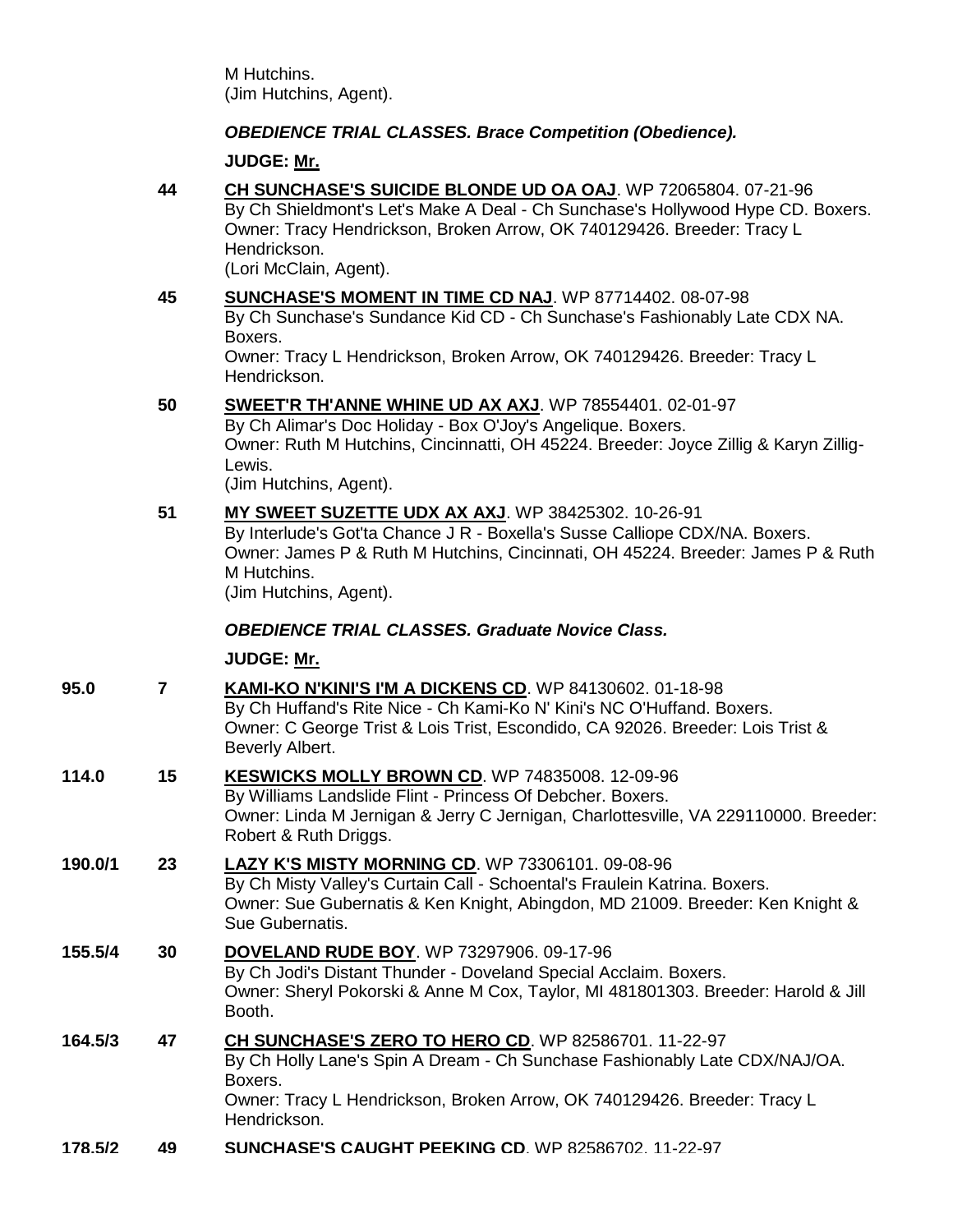M Hutchins.
(Jim Hutchins, Agent).

***OBEDIENCE TRIAL CLASSES. Brace Competition (Obedience).***

**JUDGE: Mr.**

**44** **CH SUNCHASE'S SUICIDE BLONDE UD OA OAJ**. WP 72065804. 07-21-96
By Ch Shieldmont's Let's Make A Deal - Ch Sunchase's Hollywood Hype CD. Boxers.
Owner: Tracy Hendrickson, Broken Arrow, OK 740129426. Breeder: Tracy L Hendrickson.
(Lori McClain, Agent).

**45** **SUNCHASE'S MOMENT IN TIME CD NAJ**. WP 87714402. 08-07-98
By Ch Sunchase's Sundance Kid CD - Ch Sunchase's Fashionably Late CDX NA. Boxers.
Owner: Tracy L Hendrickson, Broken Arrow, OK 740129426. Breeder: Tracy L Hendrickson.

**50** **SWEET'R TH'ANNE WHINE UD AX AXJ**. WP 78554401. 02-01-97
By Ch Alimar's Doc Holiday - Box O'Joy's Angelique. Boxers.
Owner: Ruth M Hutchins, Cincinnatti, OH 45224. Breeder: Joyce Zillig & Karyn Zillig-Lewis.
(Jim Hutchins, Agent).

**51** **MY SWEET SUZETTE UDX AX AXJ**. WP 38425302. 10-26-91
By Interlude's Got'ta Chance J R - Boxella's Susse Calliope CDX/NA. Boxers.
Owner: James P & Ruth M Hutchins, Cincinnati, OH 45224. Breeder: James P & Ruth M Hutchins.
(Jim Hutchins, Agent).

***OBEDIENCE TRIAL CLASSES. Graduate Novice Class.***

**JUDGE: Mr.**

**95.0** **7** **KAMI-KO N'KINI'S I'M A DICKENS CD**. WP 84130602. 01-18-98
By Ch Huffand's Rite Nice - Ch Kami-Ko N' Kini's NC O'Huffand. Boxers.
Owner: C George Trist & Lois Trist, Escondido, CA 92026. Breeder: Lois Trist & Beverly Albert.

**114.0** **15** **KESWICKS MOLLY BROWN CD**. WP 74835008. 12-09-96
By Williams Landslide Flint - Princess Of Debcher. Boxers.
Owner: Linda M Jernigan & Jerry C Jernigan, Charlottesville, VA 229110000. Breeder: Robert & Ruth Driggs.

**190.0/1** **23** **LAZY K'S MISTY MORNING CD**. WP 73306101. 09-08-96
By Ch Misty Valley's Curtain Call - Schoental's Fraulein Katrina. Boxers.
Owner: Sue Gubernatis & Ken Knight, Abingdon, MD 21009. Breeder: Ken Knight & Sue Gubernatis.

**155.5/4** **30** **DOVELAND RUDE BOY**. WP 73297906. 09-17-96
By Ch Jodi's Distant Thunder - Doveland Special Acclaim. Boxers.
Owner: Sheryl Pokorski & Anne M Cox, Taylor, MI 481801303. Breeder: Harold & Jill Booth.

**164.5/3** **47** **CH SUNCHASE'S ZERO TO HERO CD**. WP 82586701. 11-22-97
By Ch Holly Lane's Spin A Dream - Ch Sunchase Fashionably Late CDX/NAJ/OA. Boxers.
Owner: Tracy L Hendrickson, Broken Arrow, OK 740129426. Breeder: Tracy L Hendrickson.

**178.5/2** **49** **SUNCHASE'S CAUGHT PEEKING CD**. WP 82586702. 11-22-97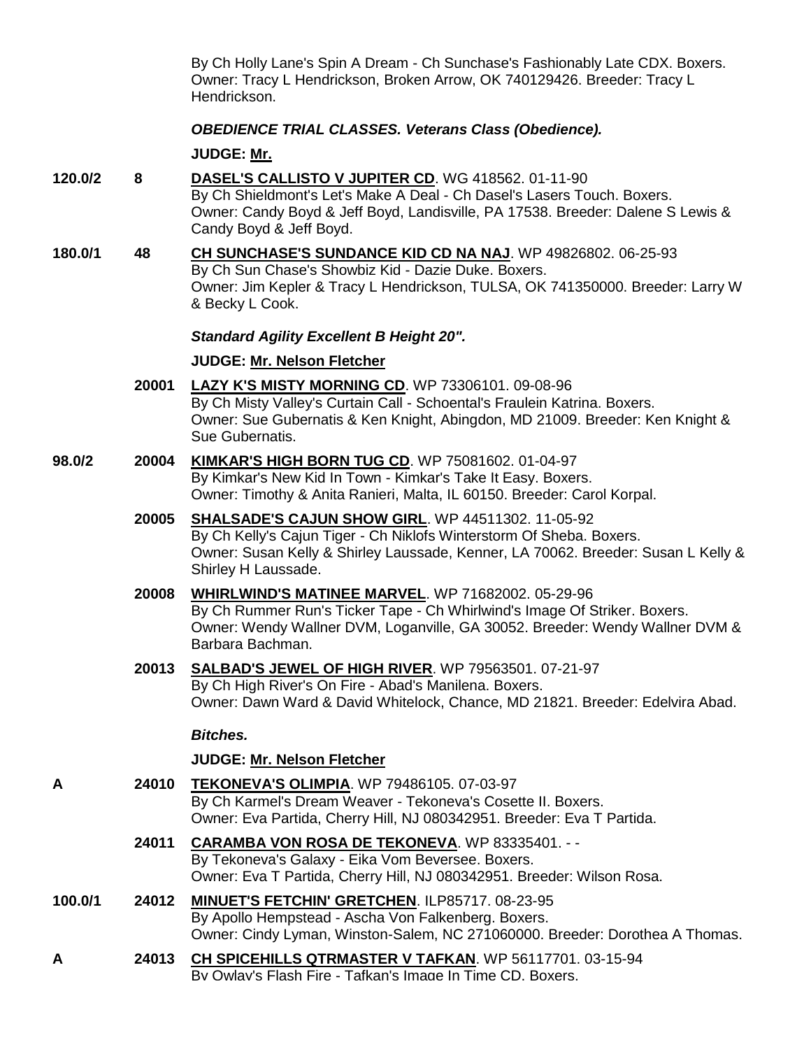By Ch Holly Lane's Spin A Dream - Ch Sunchase's Fashionably Late CDX. Boxers. Owner: Tracy L Hendrickson, Broken Arrow, OK 740129426. Breeder: Tracy L Hendrickson.

***OBEDIENCE TRIAL CLASSES. Veterans Class (Obedience).***

**JUDGE: Mr.**

**120.0/2** **8** **DASEL'S CALLISTO V JUPITER CD**. WG 418562. 01-11-90
By Ch Shieldmont's Let's Make A Deal - Ch Dasel's Lasers Touch. Boxers.
Owner: Candy Boyd & Jeff Boyd, Landisville, PA 17538. Breeder: Dalene S Lewis & Candy Boyd & Jeff Boyd.

**180.0/1** **48** **CH SUNCHASE'S SUNDANCE KID CD NA NAJ**. WP 49826802. 06-25-93
By Ch Sun Chase's Showbiz Kid - Dazie Duke. Boxers.
Owner: Jim Kepler & Tracy L Hendrickson, TULSA, OK 741350000. Breeder: Larry W & Becky L Cook.

***Standard Agility Excellent B Height 20".***

**JUDGE: Mr. Nelson Fletcher**

**20001** **LAZY K'S MISTY MORNING CD**. WP 73306101. 09-08-96
By Ch Misty Valley's Curtain Call - Schoental's Fraulein Katrina. Boxers.
Owner: Sue Gubernatis & Ken Knight, Abingdon, MD 21009. Breeder: Ken Knight & Sue Gubernatis.

**98.0/2** **20004** **KIMKAR'S HIGH BORN TUG CD**. WP 75081602. 01-04-97
By Kimkar's New Kid In Town - Kimkar's Take It Easy. Boxers.
Owner: Timothy & Anita Ranieri, Malta, IL 60150. Breeder: Carol Korpal.

**20005** **SHALSADE'S CAJUN SHOW GIRL**. WP 44511302. 11-05-92
By Ch Kelly's Cajun Tiger - Ch Niklofs Winterstorm Of Sheba. Boxers.
Owner: Susan Kelly & Shirley Laussade, Kenner, LA 70062. Breeder: Susan L Kelly & Shirley H Laussade.

**20008** **WHIRLWIND'S MATINEE MARVEL**. WP 71682002. 05-29-96
By Ch Rummer Run's Ticker Tape - Ch Whirlwind's Image Of Striker. Boxers.
Owner: Wendy Wallner DVM, Loganville, GA 30052. Breeder: Wendy Wallner DVM & Barbara Bachman.

**20013** **SALBAD'S JEWEL OF HIGH RIVER**. WP 79563501. 07-21-97
By Ch High River's On Fire - Abad's Manilena. Boxers.
Owner: Dawn Ward & David Whitelock, Chance, MD 21821. Breeder: Edelvira Abad.

***Bitches.***

**JUDGE: Mr. Nelson Fletcher**

**A** **24010** **TEKONEVA'S OLIMPIA**. WP 79486105. 07-03-97
By Ch Karmel's Dream Weaver - Tekoneva's Cosette II. Boxers.
Owner: Eva Partida, Cherry Hill, NJ 080342951. Breeder: Eva T Partida.

**24011** **CARAMBA VON ROSA DE TEKONEVA**. WP 83335401. - -
By Tekoneva's Galaxy - Eika Vom Beversee. Boxers.
Owner: Eva T Partida, Cherry Hill, NJ 080342951. Breeder: Wilson Rosa.

**100.0/1** **24012** **MINUET'S FETCHIN' GRETCHEN**. ILP85717. 08-23-95
By Apollo Hempstead - Ascha Von Falkenberg. Boxers.
Owner: Cindy Lyman, Winston-Salem, NC 271060000. Breeder: Dorothea A Thomas.

**A** **24013** **CH SPICEHILLS QTRMASTER V TAFKAN**. WP 56117701. 03-15-94
By Owlay's Flash Fire - Tafkan's Image In Time CD. Boxers.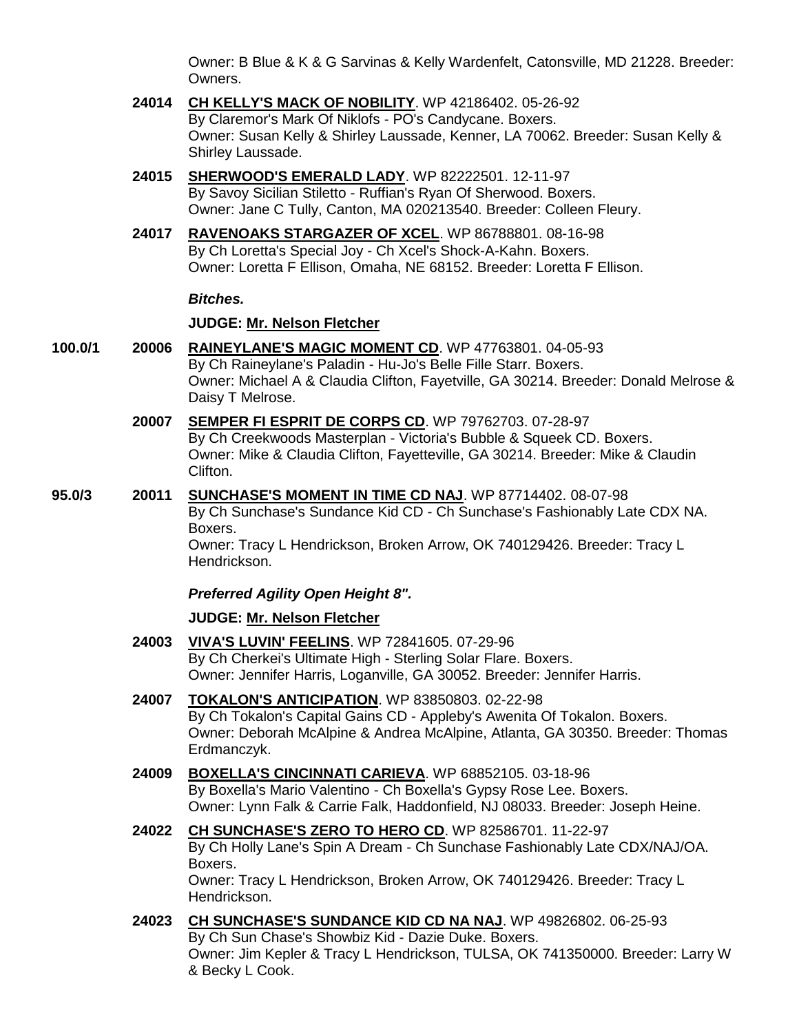Owner: B Blue & K & G Sarvinas & Kelly Wardenfelt, Catonsville, MD 21228. Breeder: Owners.

**24014** **CH KELLY'S MACK OF NOBILITY**. WP 42186402. 05-26-92
By Claremor's Mark Of Niklofs - PO's Candycane. Boxers.
Owner: Susan Kelly & Shirley Laussade, Kenner, LA 70062. Breeder: Susan Kelly & Shirley Laussade.

**24015** **SHERWOOD'S EMERALD LADY**. WP 82222501. 12-11-97
By Savoy Sicilian Stiletto - Ruffian's Ryan Of Sherwood. Boxers.
Owner: Jane C Tully, Canton, MA 020213540. Breeder: Colleen Fleury.

**24017** **RAVENOAKS STARGAZER OF XCEL**. WP 86788801. 08-16-98
By Ch Loretta's Special Joy - Ch Xcel's Shock-A-Kahn. Boxers.
Owner: Loretta F Ellison, Omaha, NE 68152. Breeder: Loretta F Ellison.

***Bitches.***

**JUDGE: Mr. Nelson Fletcher**

**100.0/1** **20006** **RAINEYLANE'S MAGIC MOMENT CD**. WP 47763801. 04-05-93
By Ch Raineylane's Paladin - Hu-Jo's Belle Fille Starr. Boxers.
Owner: Michael A & Claudia Clifton, Fayetville, GA 30214. Breeder: Donald Melrose & Daisy T Melrose.

**20007** **SEMPER FI ESPRIT DE CORPS CD**. WP 79762703. 07-28-97
By Ch Creekwoods Masterplan - Victoria's Bubble & Squeek CD. Boxers.
Owner: Mike & Claudia Clifton, Fayetteville, GA 30214. Breeder: Mike & Claudin Clifton.

**95.0/3** **20011** **SUNCHASE'S MOMENT IN TIME CD NAJ**. WP 87714402. 08-07-98
By Ch Sunchase's Sundance Kid CD - Ch Sunchase's Fashionably Late CDX NA. Boxers.
Owner: Tracy L Hendrickson, Broken Arrow, OK 740129426. Breeder: Tracy L Hendrickson.

***Preferred Agility Open Height 8".***

**JUDGE: Mr. Nelson Fletcher**

**24003** **VIVA'S LUVIN' FEELINS**. WP 72841605. 07-29-96
By Ch Cherkei's Ultimate High - Sterling Solar Flare. Boxers.
Owner: Jennifer Harris, Loganville, GA 30052. Breeder: Jennifer Harris.

**24007** **TOKALON'S ANTICIPATION**. WP 83850803. 02-22-98
By Ch Tokalon's Capital Gains CD - Appleby's Awenita Of Tokalon. Boxers.
Owner: Deborah McAlpine & Andrea McAlpine, Atlanta, GA 30350. Breeder: Thomas Erdmanczyk.

**24009** **BOXELLA'S CINCINNATI CARIEVA**. WP 68852105. 03-18-96
By Boxella's Mario Valentino - Ch Boxella's Gypsy Rose Lee. Boxers.
Owner: Lynn Falk & Carrie Falk, Haddonfield, NJ 08033. Breeder: Joseph Heine.

**24022** **CH SUNCHASE'S ZERO TO HERO CD**. WP 82586701. 11-22-97
By Ch Holly Lane's Spin A Dream - Ch Sunchase Fashionably Late CDX/NAJ/OA. Boxers.
Owner: Tracy L Hendrickson, Broken Arrow, OK 740129426. Breeder: Tracy L Hendrickson.

**24023** **CH SUNCHASE'S SUNDANCE KID CD NA NAJ**. WP 49826802. 06-25-93
By Ch Sun Chase's Showbiz Kid - Dazie Duke. Boxers.
Owner: Jim Kepler & Tracy L Hendrickson, TULSA, OK 741350000. Breeder: Larry W & Becky L Cook.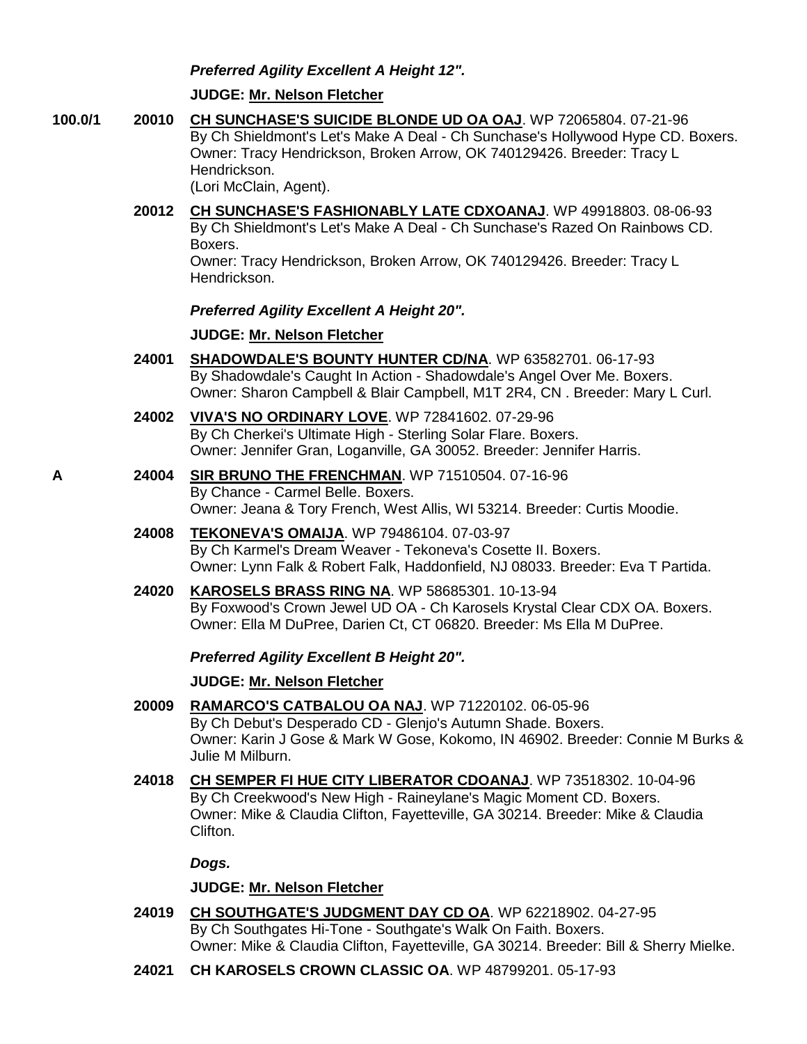***Preferred Agility Excellent A Height 12".***

**JUDGE: Mr. Nelson Fletcher**

**100.0/1** **20010** **CH SUNCHASE'S SUICIDE BLONDE UD OA OAJ**. WP 72065804. 07-21-96
By Ch Shieldmont's Let's Make A Deal - Ch Sunchase's Hollywood Hype CD. Boxers.
Owner: Tracy Hendrickson, Broken Arrow, OK 740129426. Breeder: Tracy L Hendrickson.
(Lori McClain, Agent).

**20012** **CH SUNCHASE'S FASHIONABLY LATE CDXOANAJ**. WP 49918803. 08-06-93
By Ch Shieldmont's Let's Make A Deal - Ch Sunchase's Razed On Rainbows CD. Boxers.
Owner: Tracy Hendrickson, Broken Arrow, OK 740129426. Breeder: Tracy L Hendrickson.

***Preferred Agility Excellent A Height 20".***

**JUDGE: Mr. Nelson Fletcher**

**24001** **SHADOWDALE'S BOUNTY HUNTER CD/NA**. WP 63582701. 06-17-93
By Shadowdale's Caught In Action - Shadowdale's Angel Over Me. Boxers.
Owner: Sharon Campbell & Blair Campbell, M1T 2R4, CN . Breeder: Mary L Curl.

**24002** **VIVA'S NO ORDINARY LOVE**. WP 72841602. 07-29-96
By Ch Cherkei's Ultimate High - Sterling Solar Flare. Boxers.
Owner: Jennifer Gran, Loganville, GA 30052. Breeder: Jennifer Harris.

**A** **24004** **SIR BRUNO THE FRENCHMAN**. WP 71510504. 07-16-96
By Chance - Carmel Belle. Boxers.
Owner: Jeana & Tory French, West Allis, WI 53214. Breeder: Curtis Moodie.

**24008** **TEKONEVA'S OMAIJA**. WP 79486104. 07-03-97
By Ch Karmel's Dream Weaver - Tekoneva's Cosette II. Boxers.
Owner: Lynn Falk & Robert Falk, Haddonfield, NJ 08033. Breeder: Eva T Partida.

**24020** **KAROSELS BRASS RING NA**. WP 58685301. 10-13-94
By Foxwood's Crown Jewel UD OA - Ch Karosels Krystal Clear CDX OA. Boxers.
Owner: Ella M DuPree, Darien Ct, CT 06820. Breeder: Ms Ella M DuPree.

***Preferred Agility Excellent B Height 20".***

**JUDGE: Mr. Nelson Fletcher**

**20009** **RAMARCO'S CATBALOU OA NAJ**. WP 71220102. 06-05-96
By Ch Debut's Desperado CD - Glenjo's Autumn Shade. Boxers.
Owner: Karin J Gose & Mark W Gose, Kokomo, IN 46902. Breeder: Connie M Burks & Julie M Milburn.

**24018** **CH SEMPER FI HUE CITY LIBERATOR CDOANAJ**. WP 73518302. 10-04-96
By Ch Creekwood's New High - Raineylane's Magic Moment CD. Boxers.
Owner: Mike & Claudia Clifton, Fayetteville, GA 30214. Breeder: Mike & Claudia Clifton.

***Dogs.***

**JUDGE: Mr. Nelson Fletcher**

**24019** **CH SOUTHGATE'S JUDGMENT DAY CD OA**. WP 62218902. 04-27-95
By Ch Southgates Hi-Tone - Southgate's Walk On Faith. Boxers.
Owner: Mike & Claudia Clifton, Fayetteville, GA 30214. Breeder: Bill & Sherry Mielke.

**24021** **CH KAROSELS CROWN CLASSIC OA**. WP 48799201. 05-17-93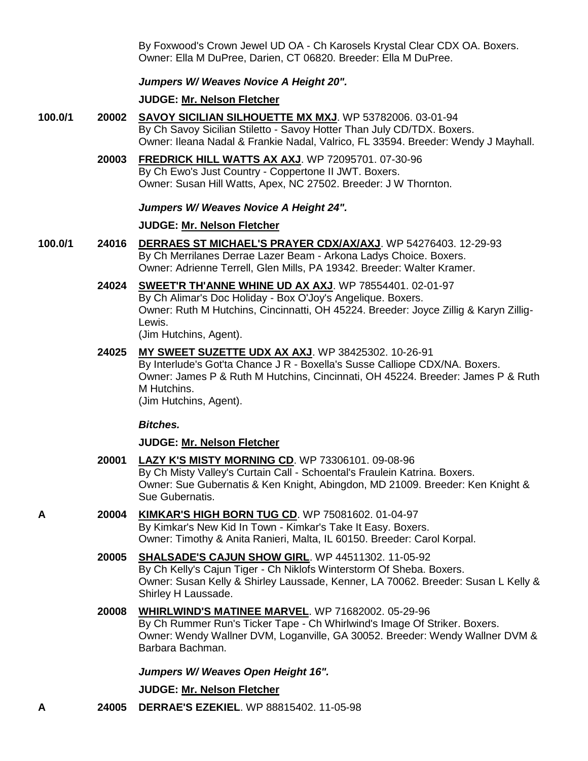By Foxwood's Crown Jewel UD OA - Ch Karosels Krystal Clear CDX OA. Boxers.
Owner: Ella M DuPree, Darien, CT 06820. Breeder: Ella M DuPree.

***Jumpers W/ Weaves Novice A Height 20".***

**JUDGE: Mr. Nelson Fletcher**

**100.0/1** **20002** **SAVOY SICILIAN SILHOUETTE MX MXJ**. WP 53782006. 03-01-94
By Ch Savoy Sicilian Stiletto - Savoy Hotter Than July CD/TDX. Boxers.
Owner: Ileana Nadal & Frankie Nadal, Valrico, FL 33594. Breeder: Wendy J Mayhall.

**20003** **FREDRICK HILL WATTS AX AXJ**. WP 72095701. 07-30-96
By Ch Ewo's Just Country - Coppertone II JWT. Boxers.
Owner: Susan Hill Watts, Apex, NC 27502. Breeder: J W Thornton.

***Jumpers W/ Weaves Novice A Height 24".***

**JUDGE: Mr. Nelson Fletcher**

**100.0/1** **24016** **DERRAES ST MICHAEL'S PRAYER CDX/AX/AXJ**. WP 54276403. 12-29-93
By Ch Merrilanes Derrae Lazer Beam - Arkona Ladys Choice. Boxers.
Owner: Adrienne Terrell, Glen Mills, PA 19342. Breeder: Walter Kramer.

**24024** **SWEET'R TH'ANNE WHINE UD AX AXJ**. WP 78554401. 02-01-97
By Ch Alimar's Doc Holiday - Box O'Joy's Angelique. Boxers.
Owner: Ruth M Hutchins, Cincinnatti, OH 45224. Breeder: Joyce Zillig & Karyn Zillig-Lewis.
(Jim Hutchins, Agent).

**24025** **MY SWEET SUZETTE UDX AX AXJ**. WP 38425302. 10-26-91
By Interlude's Got'ta Chance J R - Boxella's Susse Calliope CDX/NA. Boxers.
Owner: James P & Ruth M Hutchins, Cincinnati, OH 45224. Breeder: James P & Ruth M Hutchins.
(Jim Hutchins, Agent).

***Bitches.***

**JUDGE: Mr. Nelson Fletcher**

**20001** **LAZY K'S MISTY MORNING CD**. WP 73306101. 09-08-96
By Ch Misty Valley's Curtain Call - Schoental's Fraulein Katrina. Boxers.
Owner: Sue Gubernatis & Ken Knight, Abingdon, MD 21009. Breeder: Ken Knight & Sue Gubernatis.

**A** **20004** **KIMKAR'S HIGH BORN TUG CD**. WP 75081602. 01-04-97
By Kimkar's New Kid In Town - Kimkar's Take It Easy. Boxers.
Owner: Timothy & Anita Ranieri, Malta, IL 60150. Breeder: Carol Korpal.

**20005** **SHALSADE'S CAJUN SHOW GIRL**. WP 44511302. 11-05-92
By Ch Kelly's Cajun Tiger - Ch Niklofs Winterstorm Of Sheba. Boxers.
Owner: Susan Kelly & Shirley Laussade, Kenner, LA 70062. Breeder: Susan L Kelly & Shirley H Laussade.

**20008** **WHIRLWIND'S MATINEE MARVEL**. WP 71682002. 05-29-96
By Ch Rummer Run's Ticker Tape - Ch Whirlwind's Image Of Striker. Boxers.
Owner: Wendy Wallner DVM, Loganville, GA 30052. Breeder: Wendy Wallner DVM & Barbara Bachman.

***Jumpers W/ Weaves Open Height 16".***

**JUDGE: Mr. Nelson Fletcher**

**A** **24005** **DERRAE'S EZEKIEL**. WP 88815402. 11-05-98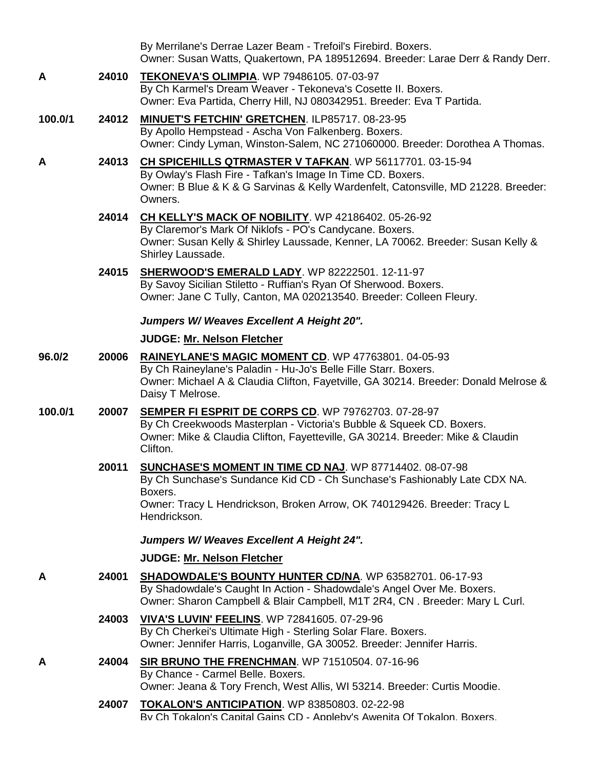By Merrilane's Derrae Lazer Beam - Trefoil's Firebird. Boxers.
Owner: Susan Watts, Quakertown, PA 189512694. Breeder: Larae Derr & Randy Derr.

**A** 24010 **TEKONEVA'S OLIMPIA**. WP 79486105. 07-03-97
By Ch Karmel's Dream Weaver - Tekoneva's Cosette II. Boxers.
Owner: Eva Partida, Cherry Hill, NJ 080342951. Breeder: Eva T Partida.

**100.0/1** 24012 **MINUET'S FETCHIN' GRETCHEN**. ILP85717. 08-23-95
By Apollo Hempstead - Ascha Von Falkenberg. Boxers.
Owner: Cindy Lyman, Winston-Salem, NC 271060000. Breeder: Dorothea A Thomas.

**A** 24013 **CH SPICEHILLS QTRMASTER V TAFKAN**. WP 56117701. 03-15-94
By Owlay's Flash Fire - Tafkan's Image In Time CD. Boxers.
Owner: B Blue & K & G Sarvinas & Kelly Wardenfelt, Catonsville, MD 21228. Breeder: Owners.

24014 **CH KELLY'S MACK OF NOBILITY**. WP 42186402. 05-26-92
By Claremor's Mark Of Niklofs - PO's Candycane. Boxers.
Owner: Susan Kelly & Shirley Laussade, Kenner, LA 70062. Breeder: Susan Kelly & Shirley Laussade.

24015 **SHERWOOD'S EMERALD LADY**. WP 82222501. 12-11-97
By Savoy Sicilian Stiletto - Ruffian's Ryan Of Sherwood. Boxers.
Owner: Jane C Tully, Canton, MA 020213540. Breeder: Colleen Fleury.

***Jumpers W/ Weaves Excellent A Height 20".***

**JUDGE: Mr. Nelson Fletcher**

**96.0/2** 20006 **RAINEYLANE'S MAGIC MOMENT CD**. WP 47763801. 04-05-93
By Ch Raineylane's Paladin - Hu-Jo's Belle Fille Starr. Boxers.
Owner: Michael A & Claudia Clifton, Fayetville, GA 30214. Breeder: Donald Melrose & Daisy T Melrose.

**100.0/1** 20007 **SEMPER FI ESPRIT DE CORPS CD**. WP 79762703. 07-28-97
By Ch Creekwoods Masterplan - Victoria's Bubble & Squeek CD. Boxers.
Owner: Mike & Claudia Clifton, Fayetteville, GA 30214. Breeder: Mike & Claudin Clifton.

20011 **SUNCHASE'S MOMENT IN TIME CD NAJ**. WP 87714402. 08-07-98
By Ch Sunchase's Sundance Kid CD - Ch Sunchase's Fashionably Late CDX NA. Boxers.
Owner: Tracy L Hendrickson, Broken Arrow, OK 740129426. Breeder: Tracy L Hendrickson.

***Jumpers W/ Weaves Excellent A Height 24".***

**JUDGE: Mr. Nelson Fletcher**

**A** 24001 **SHADOWDALE'S BOUNTY HUNTER CD/NA**. WP 63582701. 06-17-93
By Shadowdale's Caught In Action - Shadowdale's Angel Over Me. Boxers.
Owner: Sharon Campbell & Blair Campbell, M1T 2R4, CN . Breeder: Mary L Curl.

24003 **VIVA'S LUVIN' FEELINS**. WP 72841605. 07-29-96
By Ch Cherkei's Ultimate High - Sterling Solar Flare. Boxers.
Owner: Jennifer Harris, Loganville, GA 30052. Breeder: Jennifer Harris.

**A** 24004 **SIR BRUNO THE FRENCHMAN**. WP 71510504. 07-16-96
By Chance - Carmel Belle. Boxers.
Owner: Jeana & Tory French, West Allis, WI 53214. Breeder: Curtis Moodie.

24007 **TOKALON'S ANTICIPATION**. WP 83850803. 02-22-98
By Ch Tokalon's Capital Gains CD - Appleby's Awenita Of Tokalon. Boxers.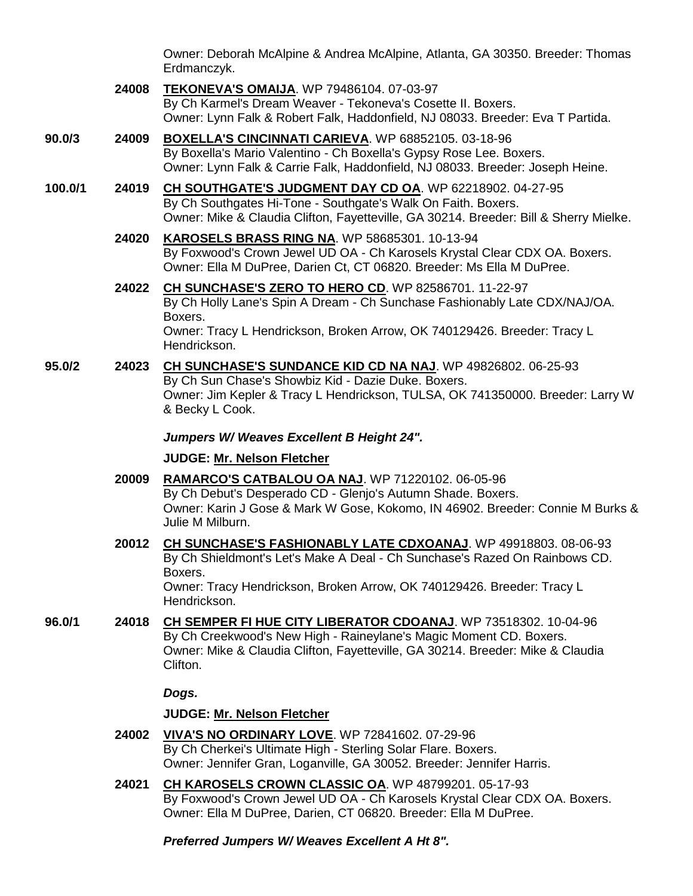Owner: Deborah McAlpine & Andrea McAlpine, Atlanta, GA 30350. Breeder: Thomas Erdmanczyk.

**24008** **TEKONEVA'S OMAIJA**. WP 79486104. 07-03-97
By Ch Karmel's Dream Weaver - Tekoneva's Cosette II. Boxers.
Owner: Lynn Falk & Robert Falk, Haddonfield, NJ 08033. Breeder: Eva T Partida.

**90.0/3** **24009** **BOXELLA'S CINCINNATI CARIEVA**. WP 68852105. 03-18-96
By Boxella's Mario Valentino - Ch Boxella's Gypsy Rose Lee. Boxers.
Owner: Lynn Falk & Carrie Falk, Haddonfield, NJ 08033. Breeder: Joseph Heine.

**100.0/1** **24019** **CH SOUTHGATE'S JUDGMENT DAY CD OA**. WP 62218902. 04-27-95
By Ch Southgates Hi-Tone - Southgate's Walk On Faith. Boxers.
Owner: Mike & Claudia Clifton, Fayetteville, GA 30214. Breeder: Bill & Sherry Mielke.

**24020** **KAROSELS BRASS RING NA**. WP 58685301. 10-13-94
By Foxwood's Crown Jewel UD OA - Ch Karosels Krystal Clear CDX OA. Boxers.
Owner: Ella M DuPree, Darien Ct, CT 06820. Breeder: Ms Ella M DuPree.

**24022** **CH SUNCHASE'S ZERO TO HERO CD**. WP 82586701. 11-22-97
By Ch Holly Lane's Spin A Dream - Ch Sunchase Fashionably Late CDX/NAJ/OA. Boxers.
Owner: Tracy L Hendrickson, Broken Arrow, OK 740129426. Breeder: Tracy L Hendrickson.

**95.0/2** **24023** **CH SUNCHASE'S SUNDANCE KID CD NA NAJ**. WP 49826802. 06-25-93
By Ch Sun Chase's Showbiz Kid - Dazie Duke. Boxers.
Owner: Jim Kepler & Tracy L Hendrickson, TULSA, OK 741350000. Breeder: Larry W & Becky L Cook.

***Jumpers W/ Weaves Excellent B Height 24".***

**JUDGE: Mr. Nelson Fletcher**

**20009** **RAMARCO'S CATBALOU OA NAJ**. WP 71220102. 06-05-96
By Ch Debut's Desperado CD - Glenjo's Autumn Shade. Boxers.
Owner: Karin J Gose & Mark W Gose, Kokomo, IN 46902. Breeder: Connie M Burks & Julie M Milburn.

**20012** **CH SUNCHASE'S FASHIONABLY LATE CDXOANAJ**. WP 49918803. 08-06-93
By Ch Shieldmont's Let's Make A Deal - Ch Sunchase's Razed On Rainbows CD. Boxers.
Owner: Tracy Hendrickson, Broken Arrow, OK 740129426. Breeder: Tracy L Hendrickson.

**96.0/1** **24018** **CH SEMPER FI HUE CITY LIBERATOR CDOANAJ**. WP 73518302. 10-04-96
By Ch Creekwood's New High - Raineylane's Magic Moment CD. Boxers.
Owner: Mike & Claudia Clifton, Fayetteville, GA 30214. Breeder: Mike & Claudia Clifton.

***Dogs.***

**JUDGE: Mr. Nelson Fletcher**

**24002** **VIVA'S NO ORDINARY LOVE**. WP 72841602. 07-29-96
By Ch Cherkei's Ultimate High - Sterling Solar Flare. Boxers.
Owner: Jennifer Gran, Loganville, GA 30052. Breeder: Jennifer Harris.

**24021** **CH KAROSELS CROWN CLASSIC OA**. WP 48799201. 05-17-93
By Foxwood's Crown Jewel UD OA - Ch Karosels Krystal Clear CDX OA. Boxers.
Owner: Ella M DuPree, Darien, CT 06820. Breeder: Ella M DuPree.

***Preferred Jumpers W/ Weaves Excellent A Ht 8".***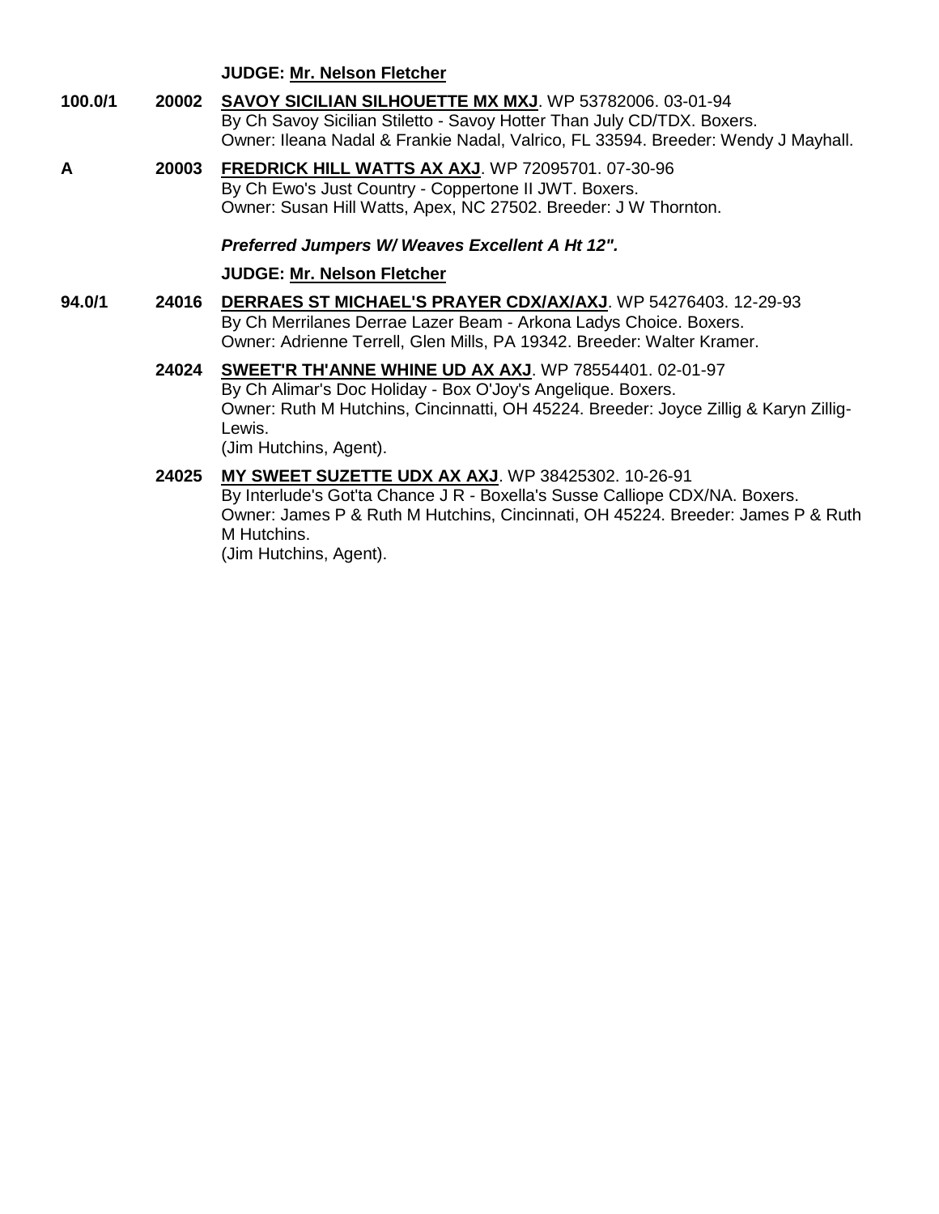**JUDGE: Mr. Nelson Fletcher**

**100.0/1** **20002** **SAVOY SICILIAN SILHOUETTE MX MXJ**. WP 53782006. 03-01-94
By Ch Savoy Sicilian Stiletto - Savoy Hotter Than July CD/TDX. Boxers.
Owner: Ileana Nadal & Frankie Nadal, Valrico, FL 33594. Breeder: Wendy J Mayhall.

**A** **20003** **FREDRICK HILL WATTS AX AXJ**. WP 72095701. 07-30-96
By Ch Ewo's Just Country - Coppertone II JWT. Boxers.
Owner: Susan Hill Watts, Apex, NC 27502. Breeder: J W Thornton.

***Preferred Jumpers W/ Weaves Excellent A Ht 12".***

**JUDGE: Mr. Nelson Fletcher**

**94.0/1** **24016** **DERRAES ST MICHAEL'S PRAYER CDX/AX/AXJ**. WP 54276403. 12-29-93
By Ch Merrilanes Derrae Lazer Beam - Arkona Ladys Choice. Boxers.
Owner: Adrienne Terrell, Glen Mills, PA 19342. Breeder: Walter Kramer.

**24024** **SWEET'R TH'ANNE WHINE UD AX AXJ**. WP 78554401. 02-01-97
By Ch Alimar's Doc Holiday - Box O'Joy's Angelique. Boxers.
Owner: Ruth M Hutchins, Cincinnatti, OH 45224. Breeder: Joyce Zillig & Karyn Zillig-Lewis.
(Jim Hutchins, Agent).

**24025** **MY SWEET SUZETTE UDX AX AXJ**. WP 38425302. 10-26-91
By Interlude's Got'ta Chance J R - Boxella's Susse Calliope CDX/NA. Boxers.
Owner: James P & Ruth M Hutchins, Cincinnati, OH 45224. Breeder: James P & Ruth M Hutchins.
(Jim Hutchins, Agent).